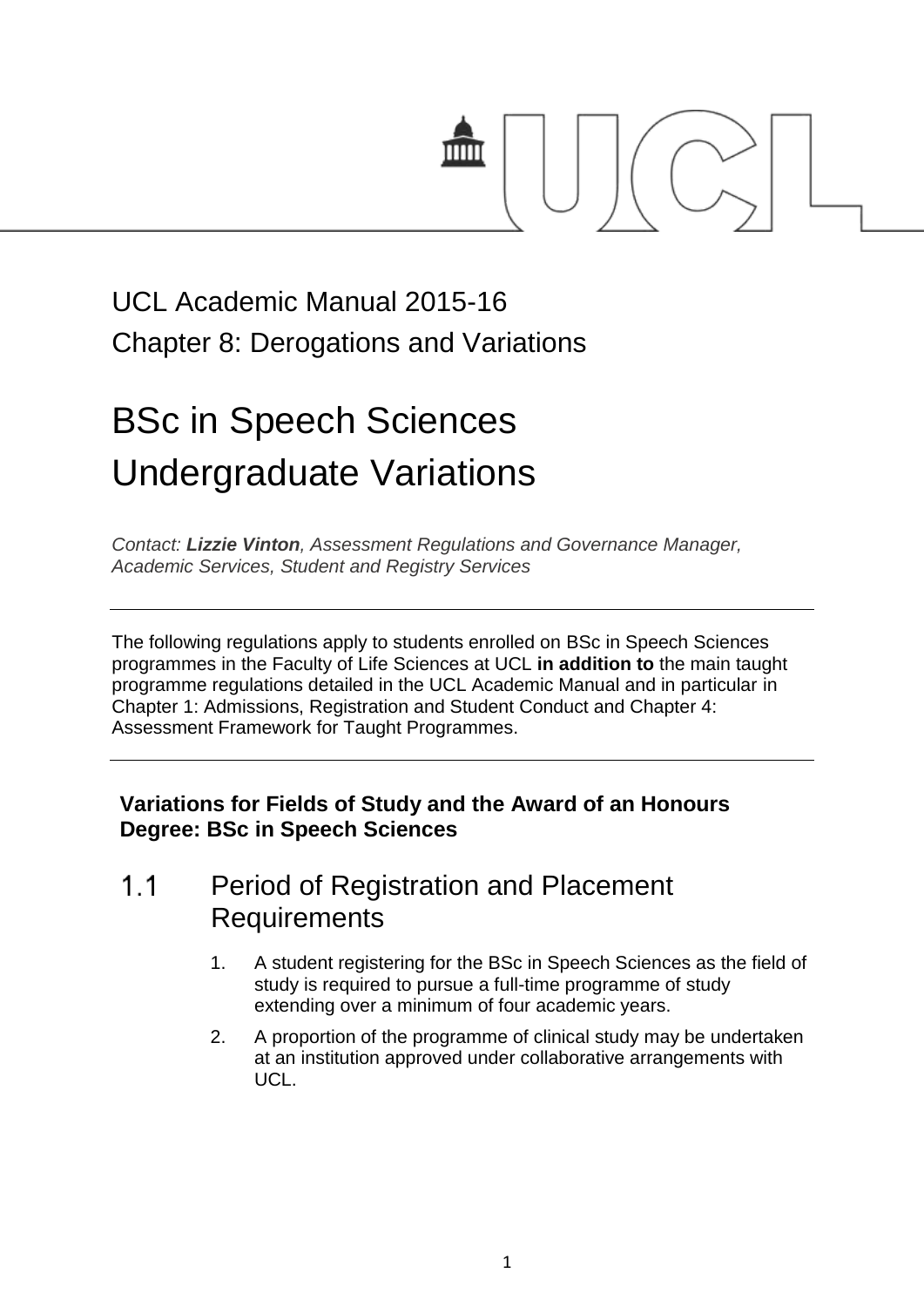UCL Academic Manual 2015-16

Chapter 8: Derogations and Variations

# BSc in Speech Sciences Undergraduate Variations

*Contact: **Lizzie Vinton**, Assessment Regulations and Governance Manager, Academic Services, Student and Registry Services*

---

The following regulations apply to students enrolled on BSc in Speech Sciences programmes in the Faculty of Life Sciences at UCL **in addition to** the main taught programme regulations detailed in the UCL Academic Manual and in particular in Chapter 1: Admissions, Registration and Student Conduct and Chapter 4: Assessment Framework for Taught Programmes.

---

**Variations for Fields of Study and the Award of an Honours Degree: BSc in Speech Sciences**

## 1.1 Period of Registration and Placement Requirements

1. A student registering for the BSc in Speech Sciences as the field of study is required to pursue a full-time programme of study extending over a minimum of four academic years.
2. A proportion of the programme of clinical study may be undertaken at an institution approved under collaborative arrangements with UCL.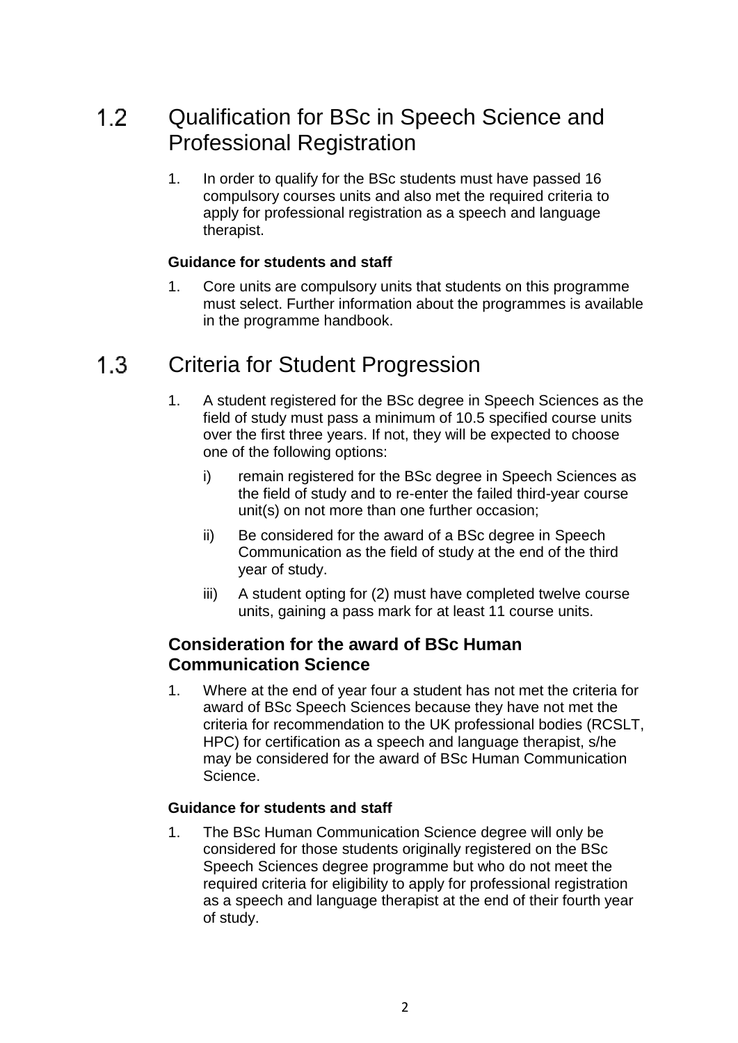## 1.2 Qualification for BSc in Speech Science and Professional Registration

1. In order to qualify for the BSc students must have passed 16 compulsory courses units and also met the required criteria to apply for professional registration as a speech and language therapist.

#### Guidance for students and staff

1. Core units are compulsory units that students on this programme must select. Further information about the programmes is available in the programme handbook.

## 1.3 Criteria for Student Progression

1. A student registered for the BSc degree in Speech Sciences as the field of study must pass a minimum of 10.5 specified course units over the first three years. If not, they will be expected to choose one of the following options:

   i) remain registered for the BSc degree in Speech Sciences as the field of study and to re-enter the failed third-year course unit(s) on not more than one further occasion;

   ii) Be considered for the award of a BSc degree in Speech Communication as the field of study at the end of the third year of study.

   iii) A student opting for (2) must have completed twelve course units, gaining a pass mark for at least 11 course units.

### Consideration for the award of BSc Human Communication Science

1. Where at the end of year four a student has not met the criteria for award of BSc Speech Sciences because they have not met the criteria for recommendation to the UK professional bodies (RCSLT, HPC) for certification as a speech and language therapist, s/he may be considered for the award of BSc Human Communication Science.

#### Guidance for students and staff

1. The BSc Human Communication Science degree will only be considered for those students originally registered on the BSc Speech Sciences degree programme but who do not meet the required criteria for eligibility to apply for professional registration as a speech and language therapist at the end of their fourth year of study.